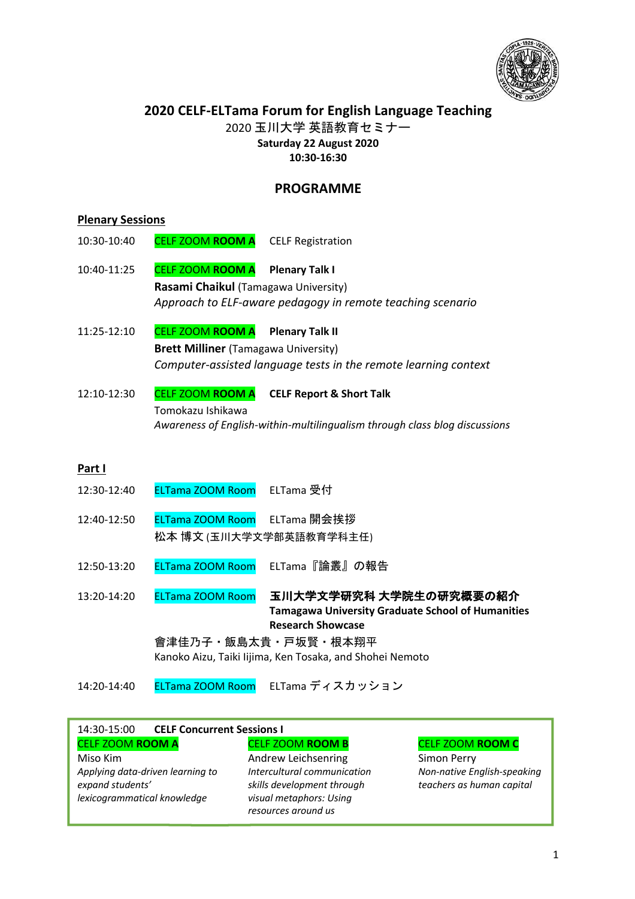# 2020 CELF-ELTama Forum for English Language Teaching

2020 玉川大学 英語教育セミナー

**Saturday 22 August 2020**

**10:30-16:30**

## PROGRAMME

### Plenary Sessions

10:30-10:40 CELF ZOOM **ROOM A** CELF Registration

10:40-11:25 CELF ZOOM **ROOM A** **Plenary Talk I**
**Rasami Chaikul** (Tamagawa University)
*Approach to ELF-aware pedagogy in remote teaching scenario*

11:25-12:10 CELF ZOOM **ROOM A** **Plenary Talk II**
**Brett Milliner** (Tamagawa University)
*Computer-assisted language tests in the remote learning context*

12:10-12:30 CELF ZOOM **ROOM A** **CELF Report & Short Talk**
Tomokazu Ishikawa
*Awareness of English-within-multilingualism through class blog discussions*

### Part I

12:30-12:40 ELTama ZOOM Room ELTama 受付

12:40-12:50 ELTama ZOOM Room ELTama 開会挨拶
松本 博文 (玉川大学文学部英語教育学科主任)

12:50-13:20 ELTama ZOOM Room ELTama『論叢』の報告

13:20-14:20 ELTama ZOOM Room **玉川大学文学研究科 大学院生の研究概要の紹介**
**Tamagawa University Graduate School of Humanities Research Showcase**
會津佳乃子・飯島太貴・戸坂賢・根本翔平
Kanoko Aizu, Taiki Iijima, Ken Tosaka, and Shohei Nemoto

14:20-14:40 ELTama ZOOM Room ELTama ディスカッション

14:30-15:00 **CELF Concurrent Sessions I**

| CELF ZOOM **ROOM A** | CELF ZOOM **ROOM B** | CELF ZOOM **ROOM C** |
|---|---|---|
| Miso Kim | Andrew Leichsenring | Simon Perry |
| *Applying data-driven learning to expand students' lexicogrammatical knowledge* | *Intercultural communication skills development through visual metaphors: Using resources around us* | *Non-native English-speaking teachers as human capital* |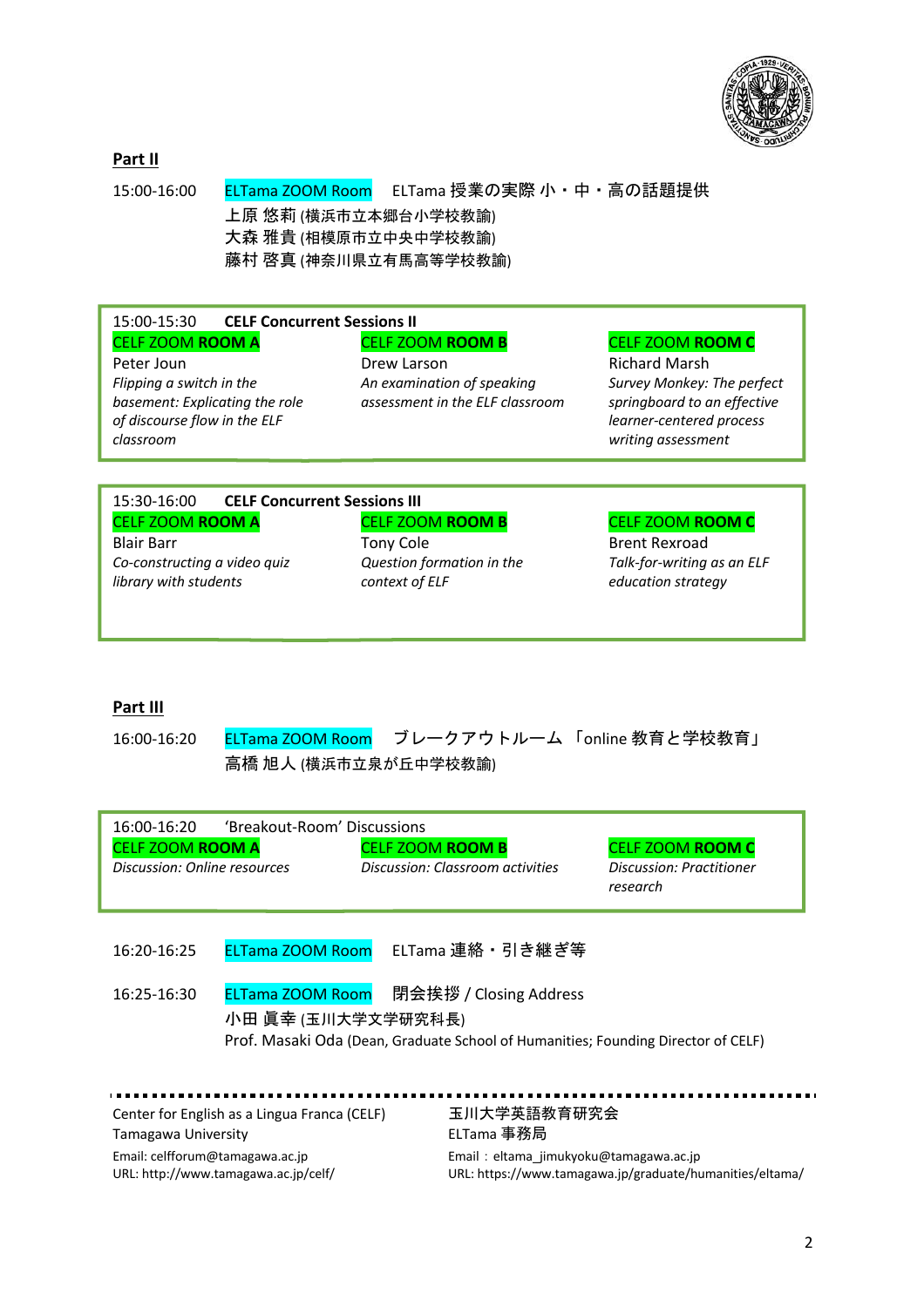## Part II

15:00-16:00 ELTama ZOOM Room ELTama 授業の実際 小・中・高の話題提供

上原 悠莉 (横浜市立本郷台小学校教諭)
大森 雅貴 (相模原市立中央中学校教諭)
藤村 啓真 (神奈川県立有馬高等学校教諭)

15:00-15:30 **CELF Concurrent Sessions II**

| CELF ZOOM **ROOM A** | CELF ZOOM **ROOM B** | CELF ZOOM **ROOM C** |
|---|---|---|
| Peter Joun | Drew Larson | Richard Marsh |
| *Flipping a switch in the basement: Explicating the role of discourse flow in the ELF classroom* | *An examination of speaking assessment in the ELF classroom* | *Survey Monkey: The perfect springboard to an effective learner-centered process writing assessment* |

15:30-16:00 **CELF Concurrent Sessions III**

| CELF ZOOM **ROOM A** | CELF ZOOM **ROOM B** | CELF ZOOM **ROOM C** |
|---|---|---|
| Blair Barr | Tony Cole | Brent Rexroad |
| *Co-constructing a video quiz library with students* | *Question formation in the context of ELF* | *Talk-for-writing as an ELF education strategy* |

## Part III

16:00-16:20 ELTama ZOOM Room ブレークアウトルーム 「online 教育と学校教育」

高橋 旭人 (横浜市立泉が丘中学校教諭)

16:00-16:20 'Breakout-Room' Discussions

| CELF ZOOM **ROOM A** | CELF ZOOM **ROOM B** | CELF ZOOM **ROOM C** |
|---|---|---|
| *Discussion: Online resources* | *Discussion: Classroom activities* | *Discussion: Practitioner research* |

16:20-16:25 ELTama ZOOM Room ELTama 連絡・引き継ぎ等

16:25-16:30 ELTama ZOOM Room 閉会挨拶 / Closing Address

小田 眞幸 (玉川大学文学研究科長)
Prof. Masaki Oda (Dean, Graduate School of Humanities; Founding Director of CELF)

---

Center for English as a Lingua Franca (CELF)
Tamagawa University
Email: celfforum@tamagawa.ac.jp
URL: http://www.tamagawa.ac.jp/celf/

玉川大学英語教育研究会
ELTama 事務局
Email：eltama_jimukyoku@tamagawa.ac.jp
URL: https://www.tamagawa.jp/graduate/humanities/eltama/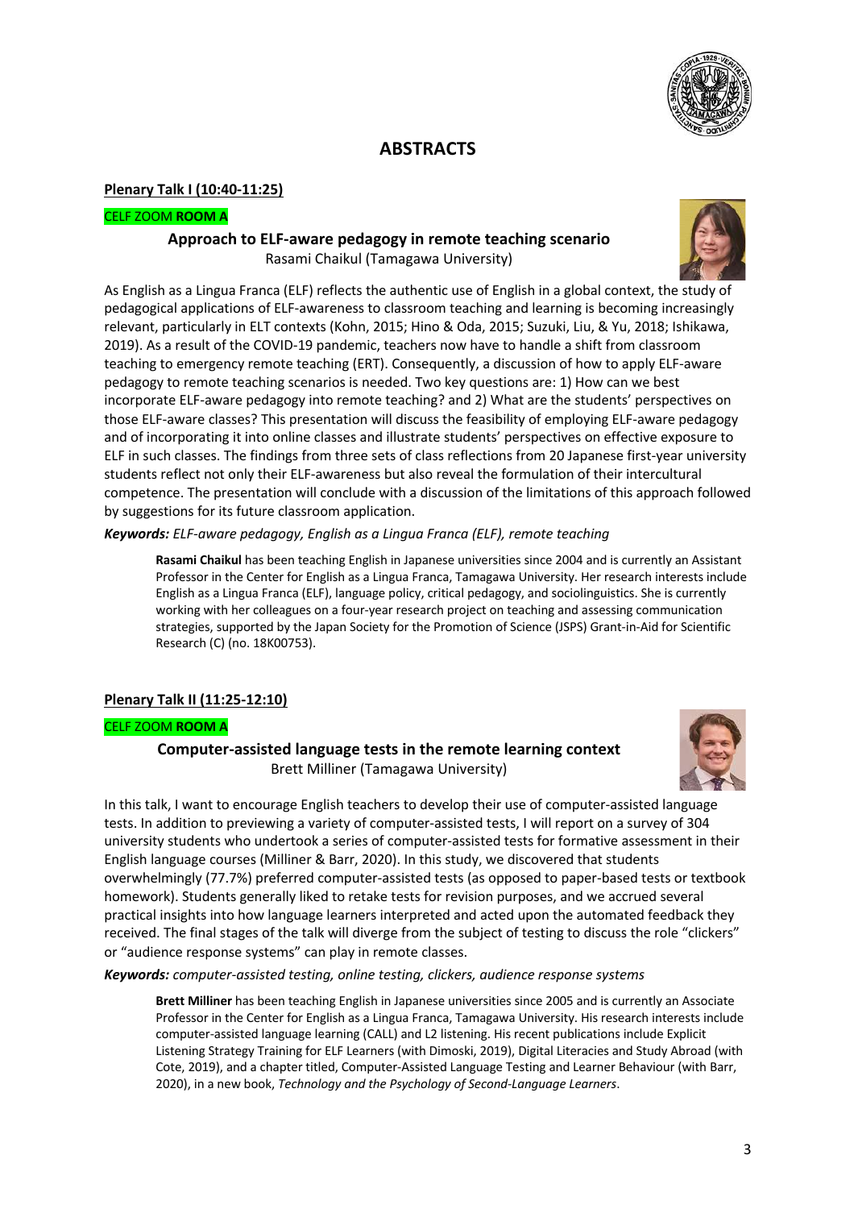# ABSTRACTS

**Plenary Talk I (10:40-11:25)**

CELF ZOOM **ROOM A**

### Approach to ELF-aware pedagogy in remote teaching scenario

Rasami Chaikul (Tamagawa University)

As English as a Lingua Franca (ELF) reflects the authentic use of English in a global context, the study of pedagogical applications of ELF-awareness to classroom teaching and learning is becoming increasingly relevant, particularly in ELT contexts (Kohn, 2015; Hino & Oda, 2015; Suzuki, Liu, & Yu, 2018; Ishikawa, 2019). As a result of the COVID-19 pandemic, teachers now have to handle a shift from classroom teaching to emergency remote teaching (ERT). Consequently, a discussion of how to apply ELF-aware pedagogy to remote teaching scenarios is needed. Two key questions are: 1) How can we best incorporate ELF-aware pedagogy into remote teaching? and 2) What are the students' perspectives on those ELF-aware classes? This presentation will discuss the feasibility of employing ELF-aware pedagogy and of incorporating it into online classes and illustrate students' perspectives on effective exposure to ELF in such classes. The findings from three sets of class reflections from 20 Japanese first-year university students reflect not only their ELF-awareness but also reveal the formulation of their intercultural competence. The presentation will conclude with a discussion of the limitations of this approach followed by suggestions for its future classroom application.

***Keywords:*** *ELF-aware pedagogy, English as a Lingua Franca (ELF), remote teaching*

> **Rasami Chaikul** has been teaching English in Japanese universities since 2004 and is currently an Assistant Professor in the Center for English as a Lingua Franca, Tamagawa University. Her research interests include English as a Lingua Franca (ELF), language policy, critical pedagogy, and sociolinguistics. She is currently working with her colleagues on a four-year research project on teaching and assessing communication strategies, supported by the Japan Society for the Promotion of Science (JSPS) Grant-in-Aid for Scientific Research (C) (no. 18K00753).

**Plenary Talk II (11:25-12:10)**

CELF ZOOM **ROOM A**

### Computer-assisted language tests in the remote learning context

Brett Milliner (Tamagawa University)

In this talk, I want to encourage English teachers to develop their use of computer-assisted language tests. In addition to previewing a variety of computer-assisted tests, I will report on a survey of 304 university students who undertook a series of computer-assisted tests for formative assessment in their English language courses (Milliner & Barr, 2020). In this study, we discovered that students overwhelmingly (77.7%) preferred computer-assisted tests (as opposed to paper-based tests or textbook homework). Students generally liked to retake tests for revision purposes, and we accrued several practical insights into how language learners interpreted and acted upon the automated feedback they received. The final stages of the talk will diverge from the subject of testing to discuss the role "clickers" or "audience response systems" can play in remote classes.

***Keywords:*** *computer-assisted testing, online testing, clickers, audience response systems*

> **Brett Milliner** has been teaching English in Japanese universities since 2005 and is currently an Associate Professor in the Center for English as a Lingua Franca, Tamagawa University. His research interests include computer-assisted language learning (CALL) and L2 listening. His recent publications include Explicit Listening Strategy Training for ELF Learners (with Dimoski, 2019), Digital Literacies and Study Abroad (with Cote, 2019), and a chapter titled, Computer-Assisted Language Testing and Learner Behaviour (with Barr, 2020), in a new book, *Technology and the Psychology of Second-Language Learners*.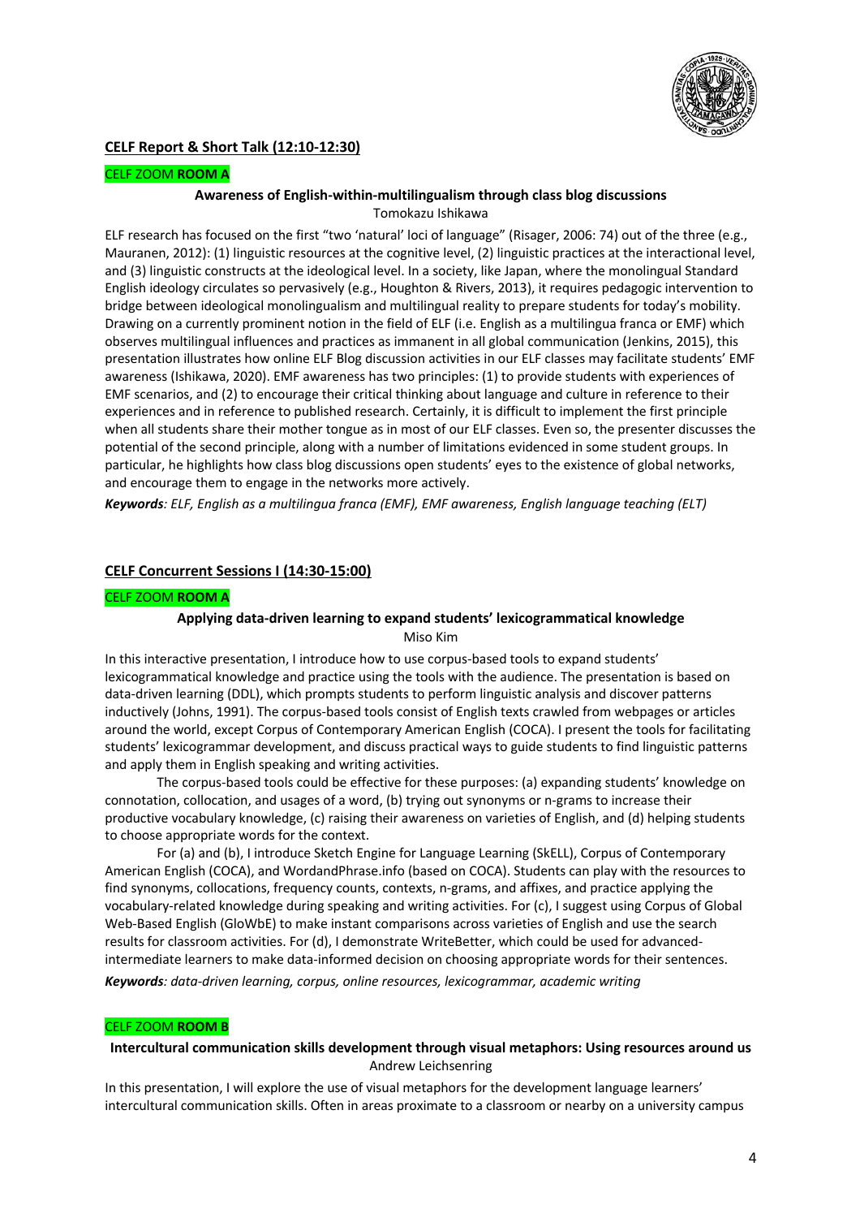## CELF Report & Short Talk (12:10-12:30)

CELF ZOOM **ROOM A**

### Awareness of English-within-multilingualism through class blog discussions

Tomokazu Ishikawa

ELF research has focused on the first "two 'natural' loci of language" (Risager, 2006: 74) out of the three (e.g., Mauranen, 2012): (1) linguistic resources at the cognitive level, (2) linguistic practices at the interactional level, and (3) linguistic constructs at the ideological level. In a society, like Japan, where the monolingual Standard English ideology circulates so pervasively (e.g., Houghton & Rivers, 2013), it requires pedagogic intervention to bridge between ideological monolingualism and multilingual reality to prepare students for today's mobility. Drawing on a currently prominent notion in the field of ELF (i.e. English as a multilingua franca or EMF) which observes multilingual influences and practices as immanent in all global communication (Jenkins, 2015), this presentation illustrates how online ELF Blog discussion activities in our ELF classes may facilitate students' EMF awareness (Ishikawa, 2020). EMF awareness has two principles: (1) to provide students with experiences of EMF scenarios, and (2) to encourage their critical thinking about language and culture in reference to their experiences and in reference to published research. Certainly, it is difficult to implement the first principle when all students share their mother tongue as in most of our ELF classes. Even so, the presenter discusses the potential of the second principle, along with a number of limitations evidenced in some student groups. In particular, he highlights how class blog discussions open students' eyes to the existence of global networks, and encourage them to engage in the networks more actively.

***Keywords****: ELF, English as a multilingua franca (EMF), EMF awareness, English language teaching (ELT)*

## CELF Concurrent Sessions I (14:30-15:00)

CELF ZOOM **ROOM A**

### Applying data-driven learning to expand students' lexicogrammatical knowledge

Miso Kim

In this interactive presentation, I introduce how to use corpus-based tools to expand students' lexicogrammatical knowledge and practice using the tools with the audience. The presentation is based on data-driven learning (DDL), which prompts students to perform linguistic analysis and discover patterns inductively (Johns, 1991). The corpus-based tools consist of English texts crawled from webpages or articles around the world, except Corpus of Contemporary American English (COCA). I present the tools for facilitating students' lexicogrammar development, and discuss practical ways to guide students to find linguistic patterns and apply them in English speaking and writing activities.

The corpus-based tools could be effective for these purposes: (a) expanding students' knowledge on connotation, collocation, and usages of a word, (b) trying out synonyms or n-grams to increase their productive vocabulary knowledge, (c) raising their awareness on varieties of English, and (d) helping students to choose appropriate words for the context.

For (a) and (b), I introduce Sketch Engine for Language Learning (SkELL), Corpus of Contemporary American English (COCA), and WordandPhrase.info (based on COCA). Students can play with the resources to find synonyms, collocations, frequency counts, contexts, n-grams, and affixes, and practice applying the vocabulary-related knowledge during speaking and writing activities. For (c), I suggest using Corpus of Global Web-Based English (GloWbE) to make instant comparisons across varieties of English and use the search results for classroom activities. For (d), I demonstrate WriteBetter, which could be used for advanced-intermediate learners to make data-informed decision on choosing appropriate words for their sentences.

***Keywords****: data-driven learning, corpus, online resources, lexicogrammar, academic writing*

CELF ZOOM **ROOM B**

### Intercultural communication skills development through visual metaphors: Using resources around us

Andrew Leichsenring

In this presentation, I will explore the use of visual metaphors for the development language learners' intercultural communication skills. Often in areas proximate to a classroom or nearby on a university campus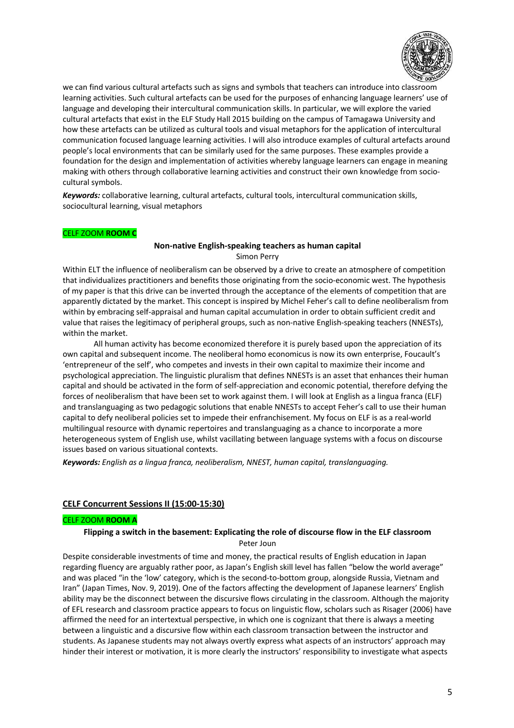we can find various cultural artefacts such as signs and symbols that teachers can introduce into classroom learning activities. Such cultural artefacts can be used for the purposes of enhancing language learners' use of language and developing their intercultural communication skills. In particular, we will explore the varied cultural artefacts that exist in the ELF Study Hall 2015 building on the campus of Tamagawa University and how these artefacts can be utilized as cultural tools and visual metaphors for the application of intercultural communication focused language learning activities. I will also introduce examples of cultural artefacts around people's local environments that can be similarly used for the same purposes. These examples provide a foundation for the design and implementation of activities whereby language learners can engage in meaning making with others through collaborative learning activities and construct their own knowledge from socio-cultural symbols.

***Keywords:*** collaborative learning, cultural artefacts, cultural tools, intercultural communication skills, sociocultural learning, visual metaphors

CELF ZOOM **ROOM C**

### Non-native English-speaking teachers as human capital

Simon Perry

Within ELT the influence of neoliberalism can be observed by a drive to create an atmosphere of competition that individualizes practitioners and benefits those originating from the socio-economic west. The hypothesis of my paper is that this drive can be inverted through the acceptance of the elements of competition that are apparently dictated by the market. This concept is inspired by Michel Feher's call to define neoliberalism from within by embracing self-appraisal and human capital accumulation in order to obtain sufficient credit and value that raises the legitimacy of peripheral groups, such as non-native English-speaking teachers (NNESTs), within the market.

All human activity has become economized therefore it is purely based upon the appreciation of its own capital and subsequent income. The neoliberal homo economicus is now its own enterprise, Foucault's 'entrepreneur of the self', who competes and invests in their own capital to maximize their income and psychological appreciation. The linguistic pluralism that defines NNESTs is an asset that enhances their human capital and should be activated in the form of self-appreciation and economic potential, therefore defying the forces of neoliberalism that have been set to work against them. I will look at English as a lingua franca (ELF) and translanguaging as two pedagogic solutions that enable NNESTs to accept Feher's call to use their human capital to defy neoliberal policies set to impede their enfranchisement. My focus on ELF is as a real-world multilingual resource with dynamic repertoires and translanguaging as a chance to incorporate a more heterogeneous system of English use, whilst vacillating between language systems with a focus on discourse issues based on various situational contexts.

***Keywords:*** *English as a lingua franca, neoliberalism, NNEST, human capital, translanguaging.*

## CELF Concurrent Sessions II (15:00-15:30)

CELF ZOOM **ROOM A**

### Flipping a switch in the basement: Explicating the role of discourse flow in the ELF classroom

Peter Joun

Despite considerable investments of time and money, the practical results of English education in Japan regarding fluency are arguably rather poor, as Japan's English skill level has fallen "below the world average" and was placed "in the 'low' category, which is the second-to-bottom group, alongside Russia, Vietnam and Iran" (Japan Times, Nov. 9, 2019). One of the factors affecting the development of Japanese learners' English ability may be the disconnect between the discursive flows circulating in the classroom. Although the majority of EFL research and classroom practice appears to focus on linguistic flow, scholars such as Risager (2006) have affirmed the need for an intertextual perspective, in which one is cognizant that there is always a meeting between a linguistic and a discursive flow within each classroom transaction between the instructor and students. As Japanese students may not always overtly express what aspects of an instructors' approach may hinder their interest or motivation, it is more clearly the instructors' responsibility to investigate what aspects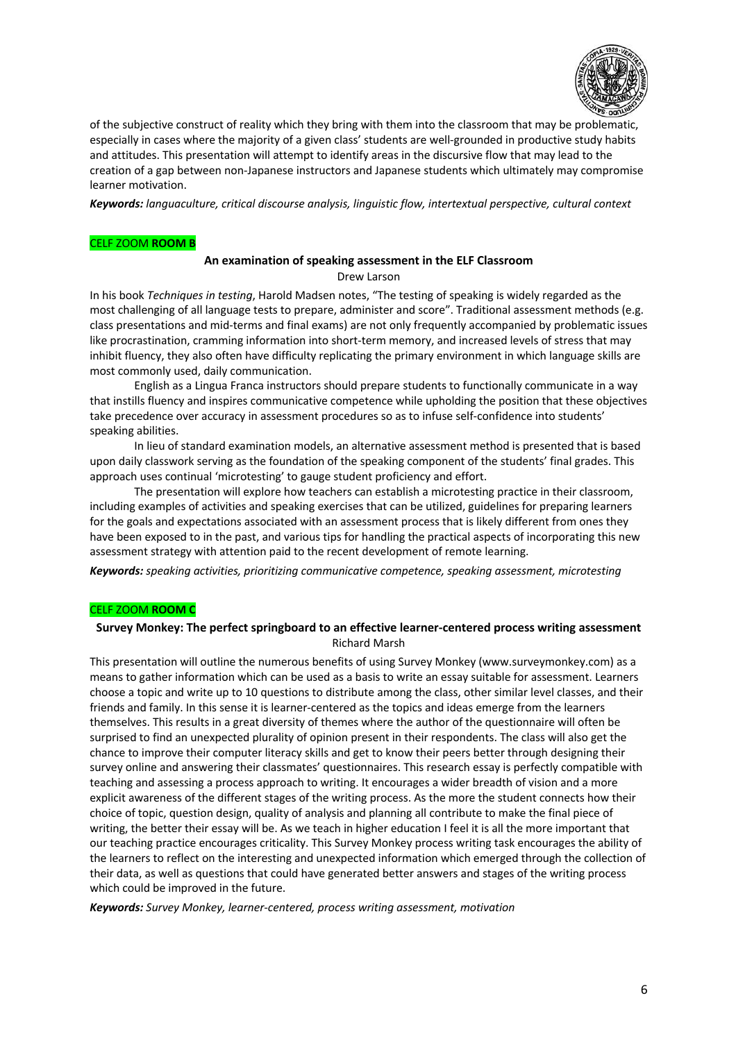of the subjective construct of reality which they bring with them into the classroom that may be problematic, especially in cases where the majority of a given class' students are well-grounded in productive study habits and attitudes. This presentation will attempt to identify areas in the discursive flow that may lead to the creation of a gap between non-Japanese instructors and Japanese students which ultimately may compromise learner motivation.

***Keywords:*** *languaculture, critical discourse analysis, linguistic flow, intertextual perspective, cultural context*

CELF ZOOM **ROOM B**

### An examination of speaking assessment in the ELF Classroom

Drew Larson

In his book *Techniques in testing*, Harold Madsen notes, "The testing of speaking is widely regarded as the most challenging of all language tests to prepare, administer and score". Traditional assessment methods (e.g. class presentations and mid-terms and final exams) are not only frequently accompanied by problematic issues like procrastination, cramming information into short-term memory, and increased levels of stress that may inhibit fluency, they also often have difficulty replicating the primary environment in which language skills are most commonly used, daily communication.

English as a Lingua Franca instructors should prepare students to functionally communicate in a way that instills fluency and inspires communicative competence while upholding the position that these objectives take precedence over accuracy in assessment procedures so as to infuse self-confidence into students' speaking abilities.

In lieu of standard examination models, an alternative assessment method is presented that is based upon daily classwork serving as the foundation of the speaking component of the students' final grades. This approach uses continual 'microtesting' to gauge student proficiency and effort.

The presentation will explore how teachers can establish a microtesting practice in their classroom, including examples of activities and speaking exercises that can be utilized, guidelines for preparing learners for the goals and expectations associated with an assessment process that is likely different from ones they have been exposed to in the past, and various tips for handling the practical aspects of incorporating this new assessment strategy with attention paid to the recent development of remote learning.

***Keywords:*** *speaking activities, prioritizing communicative competence, speaking assessment, microtesting*

CELF ZOOM **ROOM C**

### Survey Monkey: The perfect springboard to an effective learner-centered process writing assessment

Richard Marsh

This presentation will outline the numerous benefits of using Survey Monkey (www.surveymonkey.com) as a means to gather information which can be used as a basis to write an essay suitable for assessment. Learners choose a topic and write up to 10 questions to distribute among the class, other similar level classes, and their friends and family. In this sense it is learner-centered as the topics and ideas emerge from the learners themselves. This results in a great diversity of themes where the author of the questionnaire will often be surprised to find an unexpected plurality of opinion present in their respondents. The class will also get the chance to improve their computer literacy skills and get to know their peers better through designing their survey online and answering their classmates' questionnaires. This research essay is perfectly compatible with teaching and assessing a process approach to writing. It encourages a wider breadth of vision and a more explicit awareness of the different stages of the writing process. As the more the student connects how their choice of topic, question design, quality of analysis and planning all contribute to make the final piece of writing, the better their essay will be. As we teach in higher education I feel it is all the more important that our teaching practice encourages criticality. This Survey Monkey process writing task encourages the ability of the learners to reflect on the interesting and unexpected information which emerged through the collection of their data, as well as questions that could have generated better answers and stages of the writing process which could be improved in the future.

***Keywords:*** *Survey Monkey, learner-centered, process writing assessment, motivation*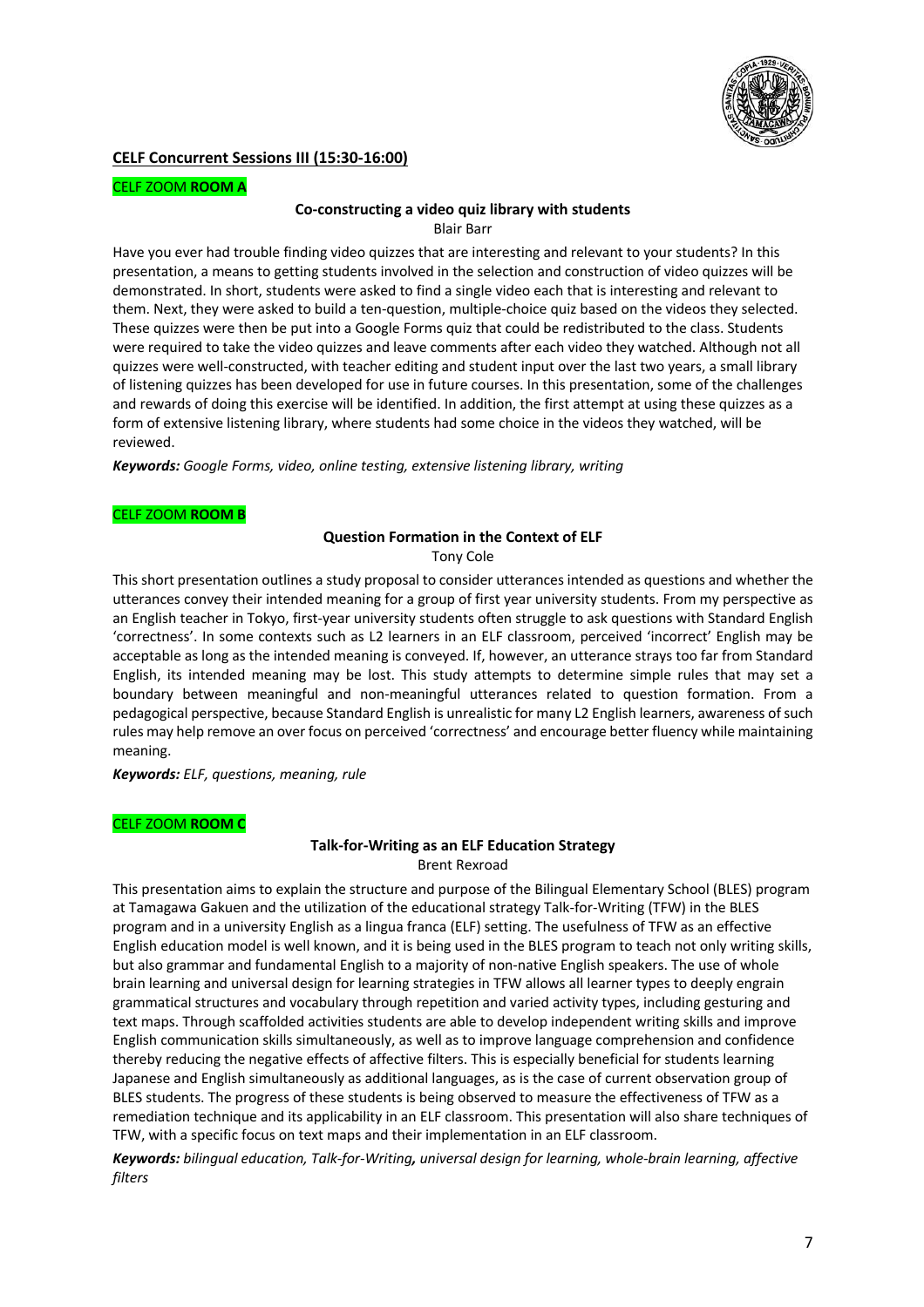## CELF Concurrent Sessions III (15:30-16:00)

CELF ZOOM **ROOM A**

### Co-constructing a video quiz library with students

Blair Barr

Have you ever had trouble finding video quizzes that are interesting and relevant to your students? In this presentation, a means to getting students involved in the selection and construction of video quizzes will be demonstrated. In short, students were asked to find a single video each that is interesting and relevant to them. Next, they were asked to build a ten-question, multiple-choice quiz based on the videos they selected. These quizzes were then be put into a Google Forms quiz that could be redistributed to the class. Students were required to take the video quizzes and leave comments after each video they watched. Although not all quizzes were well-constructed, with teacher editing and student input over the last two years, a small library of listening quizzes has been developed for use in future courses. In this presentation, some of the challenges and rewards of doing this exercise will be identified. In addition, the first attempt at using these quizzes as a form of extensive listening library, where students had some choice in the videos they watched, will be reviewed.

***Keywords:*** *Google Forms, video, online testing, extensive listening library, writing*

CELF ZOOM **ROOM B**

### Question Formation in the Context of ELF

Tony Cole

This short presentation outlines a study proposal to consider utterances intended as questions and whether the utterances convey their intended meaning for a group of first year university students. From my perspective as an English teacher in Tokyo, first-year university students often struggle to ask questions with Standard English 'correctness'. In some contexts such as L2 learners in an ELF classroom, perceived 'incorrect' English may be acceptable as long as the intended meaning is conveyed. If, however, an utterance strays too far from Standard English, its intended meaning may be lost. This study attempts to determine simple rules that may set a boundary between meaningful and non-meaningful utterances related to question formation. From a pedagogical perspective, because Standard English is unrealistic for many L2 English learners, awareness of such rules may help remove an over focus on perceived 'correctness' and encourage better fluency while maintaining meaning.

***Keywords:*** *ELF, questions, meaning, rule*

CELF ZOOM **ROOM C**

### Talk-for-Writing as an ELF Education Strategy

Brent Rexroad

This presentation aims to explain the structure and purpose of the Bilingual Elementary School (BLES) program at Tamagawa Gakuen and the utilization of the educational strategy Talk-for-Writing (TFW) in the BLES program and in a university English as a lingua franca (ELF) setting. The usefulness of TFW as an effective English education model is well known, and it is being used in the BLES program to teach not only writing skills, but also grammar and fundamental English to a majority of non-native English speakers. The use of whole brain learning and universal design for learning strategies in TFW allows all learner types to deeply engrain grammatical structures and vocabulary through repetition and varied activity types, including gesturing and text maps. Through scaffolded activities students are able to develop independent writing skills and improve English communication skills simultaneously, as well as to improve language comprehension and confidence thereby reducing the negative effects of affective filters. This is especially beneficial for students learning Japanese and English simultaneously as additional languages, as is the case of current observation group of BLES students. The progress of these students is being observed to measure the effectiveness of TFW as a remediation technique and its applicability in an ELF classroom. This presentation will also share techniques of TFW, with a specific focus on text maps and their implementation in an ELF classroom.

***Keywords:*** *bilingual education, Talk-for-Writing**,** universal design for learning, whole-brain learning, affective filters*